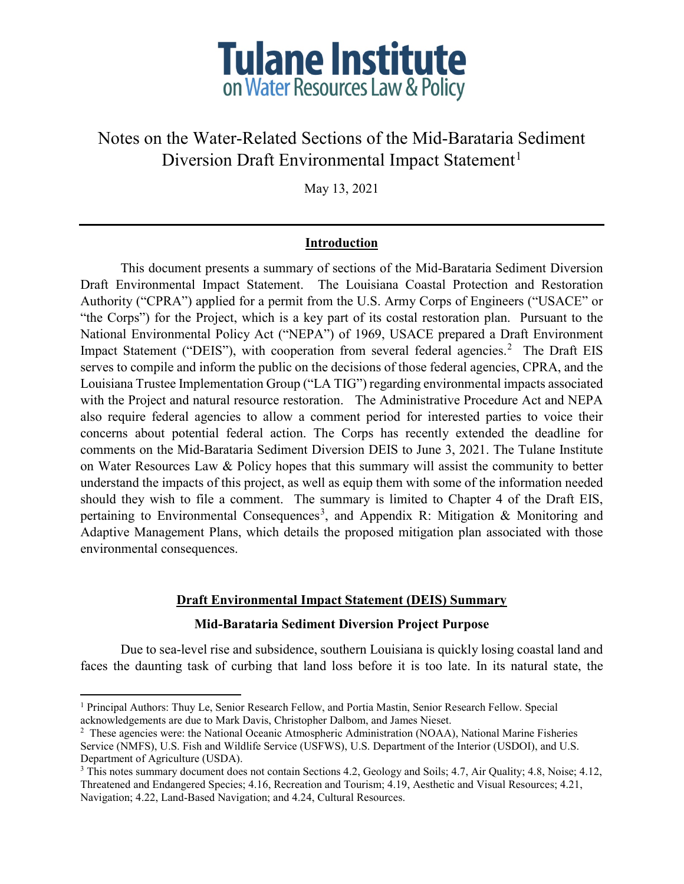# Tulane Institute on Water Resources Law & Policy

## Notes on the Water-Related Sections of the Mid-Barataria Sediment Diversion Draft Environmental Impact Statement[1]

May 13, 2021

---

### Introduction

This document presents a summary of sections of the Mid-Barataria Sediment Diversion Draft Environmental Impact Statement. The Louisiana Coastal Protection and Restoration Authority ("CPRA") applied for a permit from the U.S. Army Corps of Engineers ("USACE" or "the Corps") for the Project, which is a key part of its costal restoration plan. Pursuant to the National Environmental Policy Act ("NEPA") of 1969, USACE prepared a Draft Environment Impact Statement ("DEIS"), with cooperation from several federal agencies.[2] The Draft EIS serves to compile and inform the public on the decisions of those federal agencies, CPRA, and the Louisiana Trustee Implementation Group ("LA TIG") regarding environmental impacts associated with the Project and natural resource restoration. The Administrative Procedure Act and NEPA also require federal agencies to allow a comment period for interested parties to voice their concerns about potential federal action. The Corps has recently extended the deadline for comments on the Mid-Barataria Sediment Diversion DEIS to June 3, 2021. The Tulane Institute on Water Resources Law & Policy hopes that this summary will assist the community to better understand the impacts of this project, as well as equip them with some of the information needed should they wish to file a comment. The summary is limited to Chapter 4 of the Draft EIS, pertaining to Environmental Consequences[3], and Appendix R: Mitigation & Monitoring and Adaptive Management Plans, which details the proposed mitigation plan associated with those environmental consequences.

### Draft Environmental Impact Statement (DEIS) Summary

#### Mid-Barataria Sediment Diversion Project Purpose

Due to sea-level rise and subsidence, southern Louisiana is quickly losing coastal land and faces the daunting task of curbing that land loss before it is too late. In its natural state, the

---

[1] Principal Authors: Thuy Le, Senior Research Fellow, and Portia Mastin, Senior Research Fellow. Special acknowledgements are due to Mark Davis, Christopher Dalbom, and James Nieset.

[2] These agencies were: the National Oceanic Atmospheric Administration (NOAA), National Marine Fisheries Service (NMFS), U.S. Fish and Wildlife Service (USFWS), U.S. Department of the Interior (USDOI), and U.S. Department of Agriculture (USDA).

[3] This notes summary document does not contain Sections 4.2, Geology and Soils; 4.7, Air Quality; 4.8, Noise; 4.12, Threatened and Endangered Species; 4.16, Recreation and Tourism; 4.19, Aesthetic and Visual Resources; 4.21, Navigation; 4.22, Land-Based Navigation; and 4.24, Cultural Resources.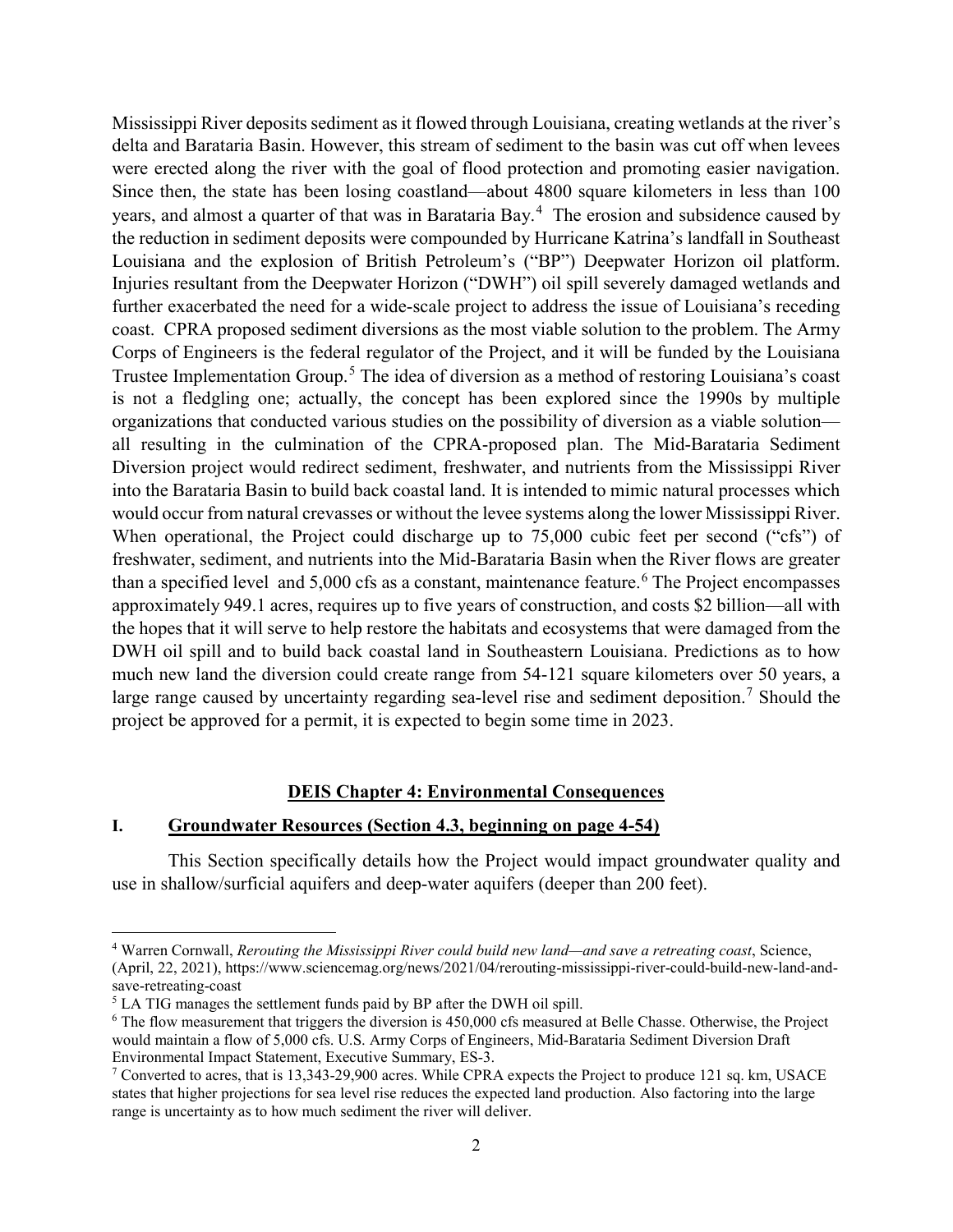Mississippi River deposits sediment as it flowed through Louisiana, creating wetlands at the river's delta and Barataria Basin. However, this stream of sediment to the basin was cut off when levees were erected along the river with the goal of flood protection and promoting easier navigation. Since then, the state has been losing coastland—about 4800 square kilometers in less than 100 years, and almost a quarter of that was in Barataria Bay.[4] The erosion and subsidence caused by the reduction in sediment deposits were compounded by Hurricane Katrina's landfall in Southeast Louisiana and the explosion of British Petroleum's ("BP") Deepwater Horizon oil platform. Injuries resultant from the Deepwater Horizon ("DWH") oil spill severely damaged wetlands and further exacerbated the need for a wide-scale project to address the issue of Louisiana's receding coast. CPRA proposed sediment diversions as the most viable solution to the problem. The Army Corps of Engineers is the federal regulator of the Project, and it will be funded by the Louisiana Trustee Implementation Group.[5] The idea of diversion as a method of restoring Louisiana's coast is not a fledgling one; actually, the concept has been explored since the 1990s by multiple organizations that conducted various studies on the possibility of diversion as a viable solution—all resulting in the culmination of the CPRA-proposed plan. The Mid-Barataria Sediment Diversion project would redirect sediment, freshwater, and nutrients from the Mississippi River into the Barataria Basin to build back coastal land. It is intended to mimic natural processes which would occur from natural crevasses or without the levee systems along the lower Mississippi River. When operational, the Project could discharge up to 75,000 cubic feet per second ("cfs") of freshwater, sediment, and nutrients into the Mid-Barataria Basin when the River flows are greater than a specified level and 5,000 cfs as a constant, maintenance feature.[6] The Project encompasses approximately 949.1 acres, requires up to five years of construction, and costs $2 billion—all with the hopes that it will serve to help restore the habitats and ecosystems that were damaged from the DWH oil spill and to build back coastal land in Southeastern Louisiana. Predictions as to how much new land the diversion could create range from 54-121 square kilometers over 50 years, a large range caused by uncertainty regarding sea-level rise and sediment deposition.[7] Should the project be approved for a permit, it is expected to begin some time in 2023.

## DEIS Chapter 4: Environmental Consequences

### I. Groundwater Resources (Section 4.3, beginning on page 4-54)

This Section specifically details how the Project would impact groundwater quality and use in shallow/surficial aquifers and deep-water aquifers (deeper than 200 feet).

---

[4] Warren Cornwall, *Rerouting the Mississippi River could build new land—and save a retreating coast*, Science, (April, 22, 2021), https://www.sciencemag.org/news/2021/04/rerouting-mississippi-river-could-build-new-land-and-save-retreating-coast

[5] LA TIG manages the settlement funds paid by BP after the DWH oil spill.

[6] The flow measurement that triggers the diversion is 450,000 cfs measured at Belle Chasse. Otherwise, the Project would maintain a flow of 5,000 cfs. U.S. Army Corps of Engineers, Mid-Barataria Sediment Diversion Draft Environmental Impact Statement, Executive Summary, ES-3.

[7] Converted to acres, that is 13,343-29,900 acres. While CPRA expects the Project to produce 121 sq. km, USACE states that higher projections for sea level rise reduces the expected land production. Also factoring into the large range is uncertainty as to how much sediment the river will deliver.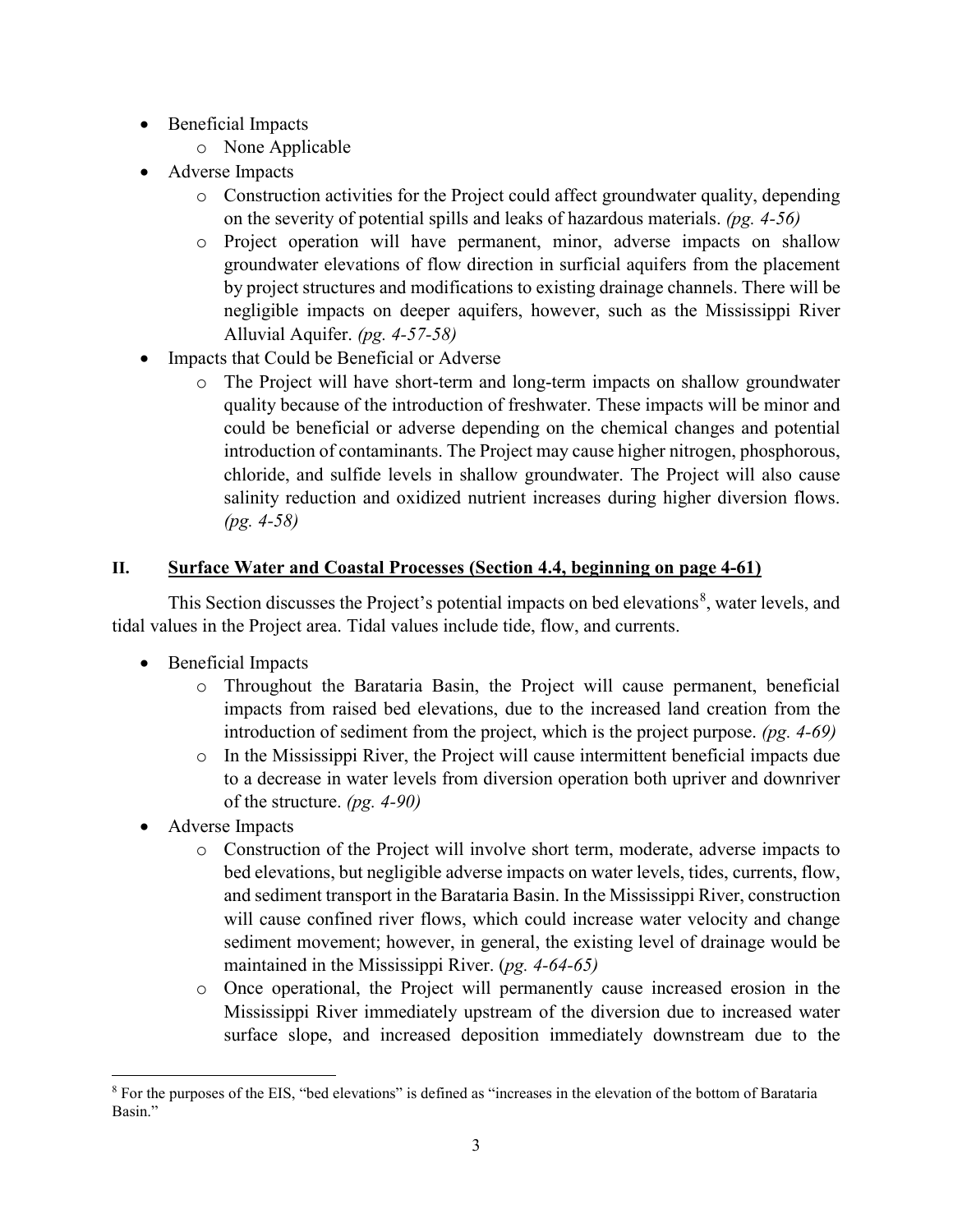- Beneficial Impacts
    - None Applicable
- Adverse Impacts
    - Construction activities for the Project could affect groundwater quality, depending on the severity of potential spills and leaks of hazardous materials. *(pg. 4-56)*
    - Project operation will have permanent, minor, adverse impacts on shallow groundwater elevations of flow direction in surficial aquifers from the placement by project structures and modifications to existing drainage channels. There will be negligible impacts on deeper aquifers, however, such as the Mississippi River Alluvial Aquifer. *(pg. 4-57-58)*
- Impacts that Could be Beneficial or Adverse
    - The Project will have short-term and long-term impacts on shallow groundwater quality because of the introduction of freshwater. These impacts will be minor and could be beneficial or adverse depending on the chemical changes and potential introduction of contaminants. The Project may cause higher nitrogen, phosphorous, chloride, and sulfide levels in shallow groundwater. The Project will also cause salinity reduction and oxidized nutrient increases during higher diversion flows. *(pg. 4-58)*

## II. Surface Water and Coastal Processes (Section 4.4, beginning on page 4-61)

This Section discusses the Project's potential impacts on bed elevations[8], water levels, and tidal values in the Project area. Tidal values include tide, flow, and currents.

- Beneficial Impacts
    - Throughout the Barataria Basin, the Project will cause permanent, beneficial impacts from raised bed elevations, due to the increased land creation from the introduction of sediment from the project, which is the project purpose. *(pg. 4-69)*
    - In the Mississippi River, the Project will cause intermittent beneficial impacts due to a decrease in water levels from diversion operation both upriver and downriver of the structure. *(pg. 4-90)*
- Adverse Impacts
    - Construction of the Project will involve short term, moderate, adverse impacts to bed elevations, but negligible adverse impacts on water levels, tides, currents, flow, and sediment transport in the Barataria Basin. In the Mississippi River, construction will cause confined river flows, which could increase water velocity and change sediment movement; however, in general, the existing level of drainage would be maintained in the Mississippi River. (*pg. 4-64-65)*
    - Once operational, the Project will permanently cause increased erosion in the Mississippi River immediately upstream of the diversion due to increased water surface slope, and increased deposition immediately downstream due to the

[8] For the purposes of the EIS, "bed elevations" is defined as "increases in the elevation of the bottom of Barataria Basin."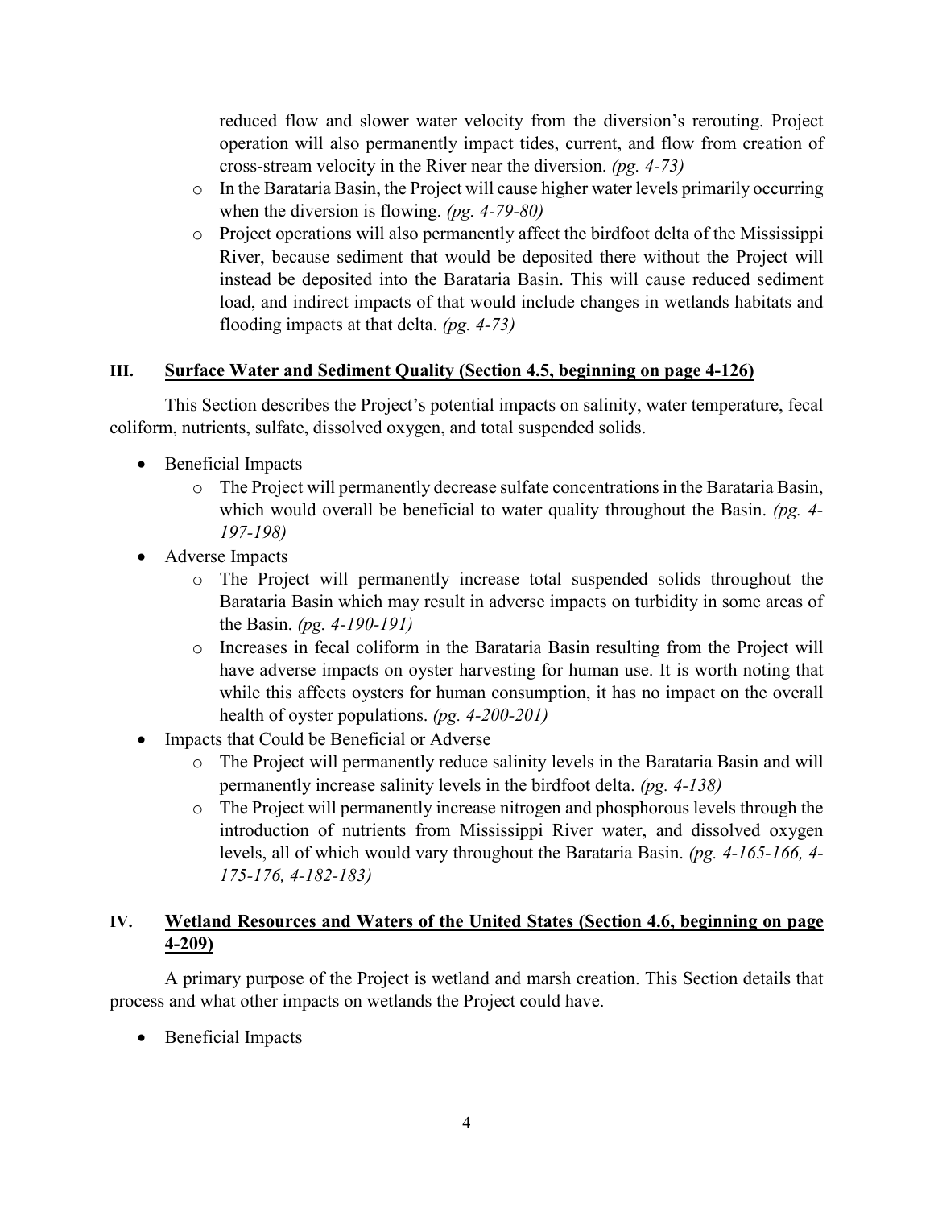- reduced flow and slower water velocity from the diversion's rerouting. Project operation will also permanently impact tides, current, and flow from creation of cross-stream velocity in the River near the diversion. *(pg. 4-73)*
  - In the Barataria Basin, the Project will cause higher water levels primarily occurring when the diversion is flowing. *(pg. 4-79-80)*
  - Project operations will also permanently affect the birdfoot delta of the Mississippi River, because sediment that would be deposited there without the Project will instead be deposited into the Barataria Basin. This will cause reduced sediment load, and indirect impacts of that would include changes in wetlands habitats and flooding impacts at that delta. *(pg. 4-73)*

## III. <u>Surface Water and Sediment Quality (Section 4.5, beginning on page 4-126)</u>

This Section describes the Project's potential impacts on salinity, water temperature, fecal coliform, nutrients, sulfate, dissolved oxygen, and total suspended solids.

- Beneficial Impacts
  - The Project will permanently decrease sulfate concentrations in the Barataria Basin, which would overall be beneficial to water quality throughout the Basin. *(pg. 4-197-198)*
- Adverse Impacts
  - The Project will permanently increase total suspended solids throughout the Barataria Basin which may result in adverse impacts on turbidity in some areas of the Basin. *(pg. 4-190-191)*
  - Increases in fecal coliform in the Barataria Basin resulting from the Project will have adverse impacts on oyster harvesting for human use. It is worth noting that while this affects oysters for human consumption, it has no impact on the overall health of oyster populations. *(pg. 4-200-201)*
- Impacts that Could be Beneficial or Adverse
  - The Project will permanently reduce salinity levels in the Barataria Basin and will permanently increase salinity levels in the birdfoot delta. *(pg. 4-138)*
  - The Project will permanently increase nitrogen and phosphorous levels through the introduction of nutrients from Mississippi River water, and dissolved oxygen levels, all of which would vary throughout the Barataria Basin. *(pg. 4-165-166, 4-175-176, 4-182-183)*

## IV. <u>Wetland Resources and Waters of the United States (Section 4.6, beginning on page 4-209)</u>

A primary purpose of the Project is wetland and marsh creation. This Section details that process and what other impacts on wetlands the Project could have.

- Beneficial Impacts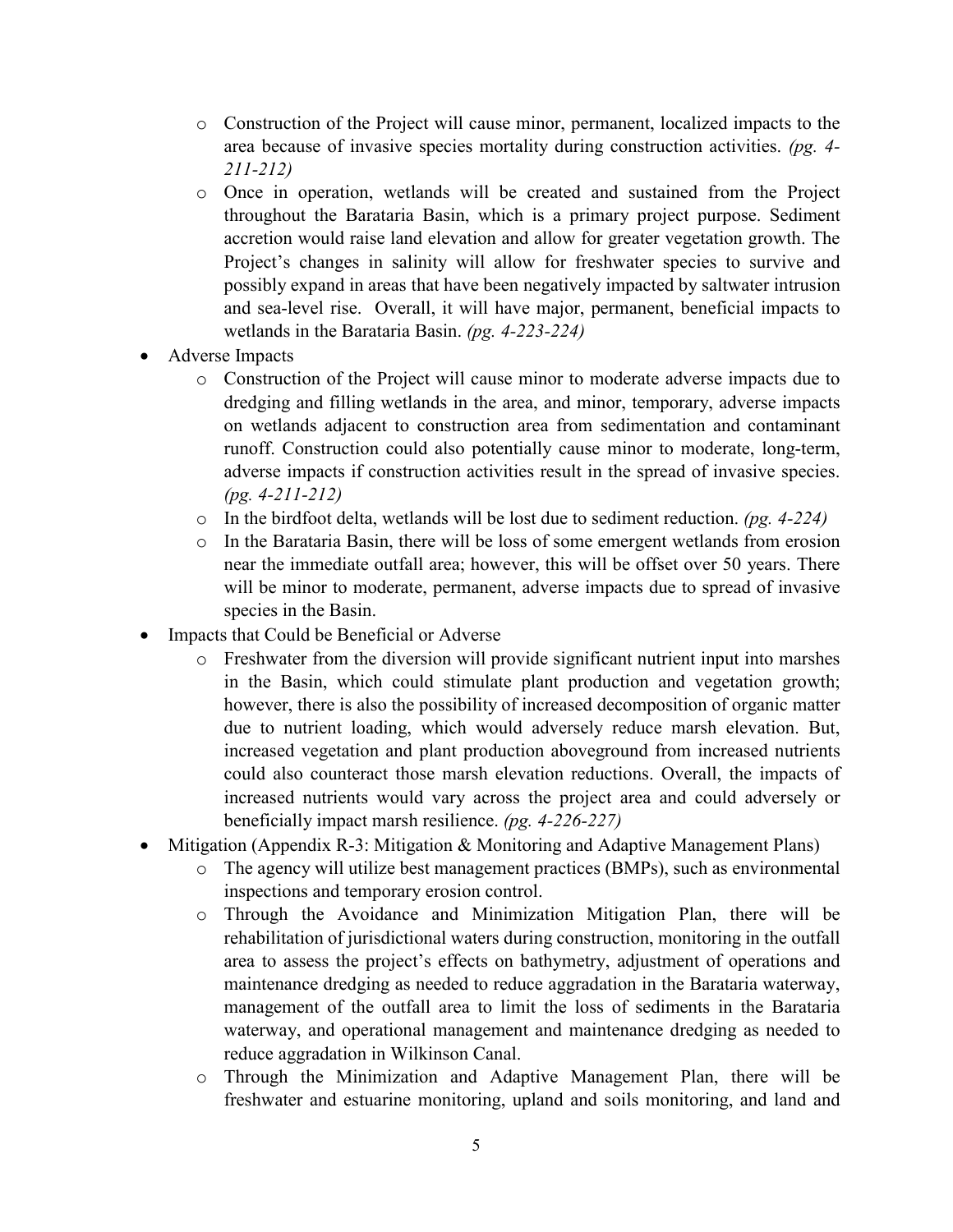- Construction of the Project will cause minor, permanent, localized impacts to the area because of invasive species mortality during construction activities. *(pg. 4-211-212)*
  - Once in operation, wetlands will be created and sustained from the Project throughout the Barataria Basin, which is a primary project purpose. Sediment accretion would raise land elevation and allow for greater vegetation growth. The Project's changes in salinity will allow for freshwater species to survive and possibly expand in areas that have been negatively impacted by saltwater intrusion and sea-level rise. Overall, it will have major, permanent, beneficial impacts to wetlands in the Barataria Basin. *(pg. 4-223-224)*
- Adverse Impacts
  - Construction of the Project will cause minor to moderate adverse impacts due to dredging and filling wetlands in the area, and minor, temporary, adverse impacts on wetlands adjacent to construction area from sedimentation and contaminant runoff. Construction could also potentially cause minor to moderate, long-term, adverse impacts if construction activities result in the spread of invasive species. *(pg. 4-211-212)*
  - In the birdfoot delta, wetlands will be lost due to sediment reduction. *(pg. 4-224)*
  - In the Barataria Basin, there will be loss of some emergent wetlands from erosion near the immediate outfall area; however, this will be offset over 50 years. There will be minor to moderate, permanent, adverse impacts due to spread of invasive species in the Basin.
- Impacts that Could be Beneficial or Adverse
  - Freshwater from the diversion will provide significant nutrient input into marshes in the Basin, which could stimulate plant production and vegetation growth; however, there is also the possibility of increased decomposition of organic matter due to nutrient loading, which would adversely reduce marsh elevation. But, increased vegetation and plant production aboveground from increased nutrients could also counteract those marsh elevation reductions. Overall, the impacts of increased nutrients would vary across the project area and could adversely or beneficially impact marsh resilience. *(pg. 4-226-227)*
- Mitigation (Appendix R-3: Mitigation & Monitoring and Adaptive Management Plans)
  - The agency will utilize best management practices (BMPs), such as environmental inspections and temporary erosion control.
  - Through the Avoidance and Minimization Mitigation Plan, there will be rehabilitation of jurisdictional waters during construction, monitoring in the outfall area to assess the project's effects on bathymetry, adjustment of operations and maintenance dredging as needed to reduce aggradation in the Barataria waterway, management of the outfall area to limit the loss of sediments in the Barataria waterway, and operational management and maintenance dredging as needed to reduce aggradation in Wilkinson Canal.
  - Through the Minimization and Adaptive Management Plan, there will be freshwater and estuarine monitoring, upland and soils monitoring, and land and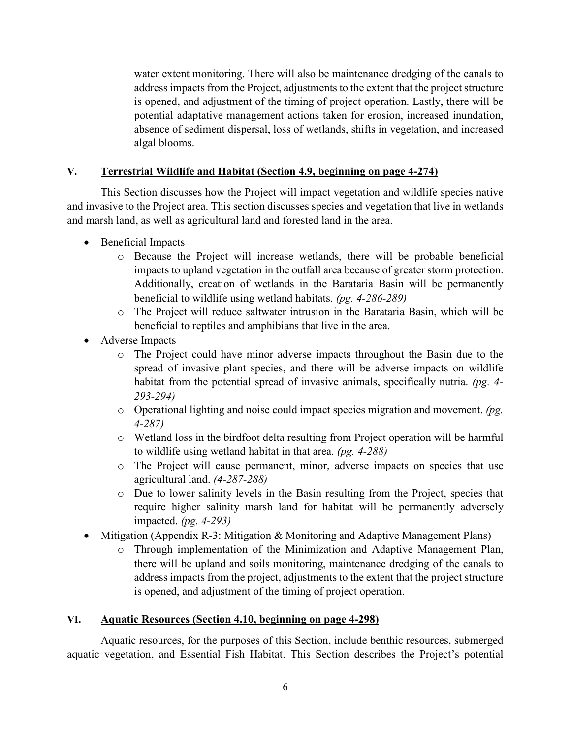water extent monitoring. There will also be maintenance dredging of the canals to address impacts from the Project, adjustments to the extent that the project structure is opened, and adjustment of the timing of project operation. Lastly, there will be potential adaptative management actions taken for erosion, increased inundation, absence of sediment dispersal, loss of wetlands, shifts in vegetation, and increased algal blooms.

## V. Terrestrial Wildlife and Habitat (Section 4.9, beginning on page 4-274)

This Section discusses how the Project will impact vegetation and wildlife species native and invasive to the Project area. This section discusses species and vegetation that live in wetlands and marsh land, as well as agricultural land and forested land in the area.

- Beneficial Impacts
  - Because the Project will increase wetlands, there will be probable beneficial impacts to upland vegetation in the outfall area because of greater storm protection. Additionally, creation of wetlands in the Barataria Basin will be permanently beneficial to wildlife using wetland habitats. *(pg. 4-286-289)*
  - The Project will reduce saltwater intrusion in the Barataria Basin, which will be beneficial to reptiles and amphibians that live in the area.
- Adverse Impacts
  - The Project could have minor adverse impacts throughout the Basin due to the spread of invasive plant species, and there will be adverse impacts on wildlife habitat from the potential spread of invasive animals, specifically nutria. *(pg. 4-293-294)*
  - Operational lighting and noise could impact species migration and movement. *(pg. 4-287)*
  - Wetland loss in the birdfoot delta resulting from Project operation will be harmful to wildlife using wetland habitat in that area. *(pg. 4-288)*
  - The Project will cause permanent, minor, adverse impacts on species that use agricultural land. *(4-287-288)*
  - Due to lower salinity levels in the Basin resulting from the Project, species that require higher salinity marsh land for habitat will be permanently adversely impacted. *(pg. 4-293)*
- Mitigation (Appendix R-3: Mitigation & Monitoring and Adaptive Management Plans)
  - Through implementation of the Minimization and Adaptive Management Plan, there will be upland and soils monitoring, maintenance dredging of the canals to address impacts from the project, adjustments to the extent that the project structure is opened, and adjustment of the timing of project operation.

## VI. Aquatic Resources (Section 4.10, beginning on page 4-298)

Aquatic resources, for the purposes of this Section, include benthic resources, submerged aquatic vegetation, and Essential Fish Habitat. This Section describes the Project's potential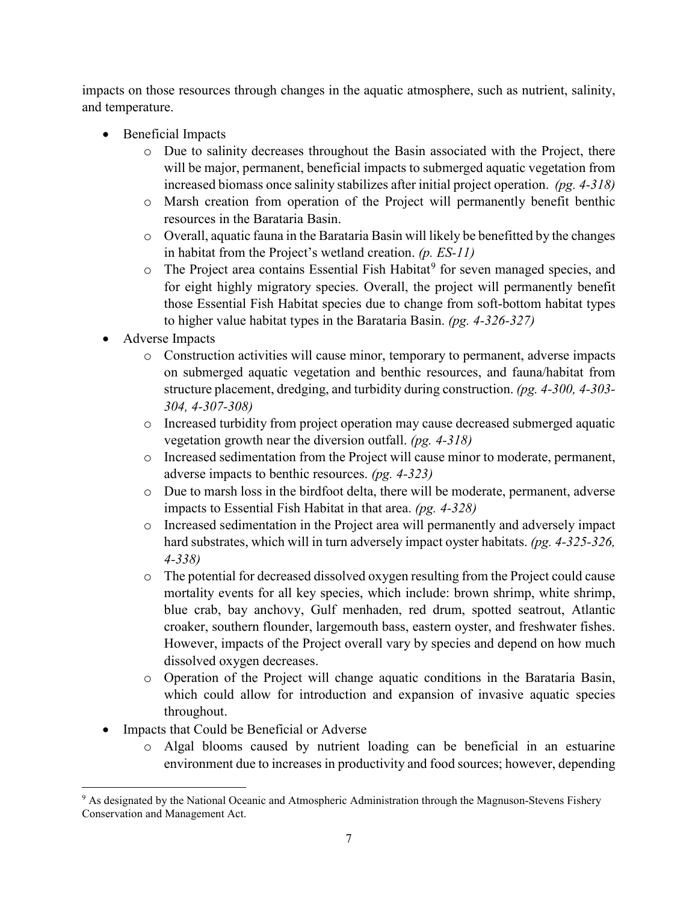impacts on those resources through changes in the aquatic atmosphere, such as nutrient, salinity, and temperature.

- Beneficial Impacts
  - Due to salinity decreases throughout the Basin associated with the Project, there will be major, permanent, beneficial impacts to submerged aquatic vegetation from increased biomass once salinity stabilizes after initial project operation. *(pg. 4-318)*
  - Marsh creation from operation of the Project will permanently benefit benthic resources in the Barataria Basin.
  - Overall, aquatic fauna in the Barataria Basin will likely be benefitted by the changes in habitat from the Project's wetland creation. *(p. ES-11)*
  - The Project area contains Essential Fish Habitat[9] for seven managed species, and for eight highly migratory species. Overall, the project will permanently benefit those Essential Fish Habitat species due to change from soft-bottom habitat types to higher value habitat types in the Barataria Basin. *(pg. 4-326-327)*
- Adverse Impacts
  - Construction activities will cause minor, temporary to permanent, adverse impacts on submerged aquatic vegetation and benthic resources, and fauna/habitat from structure placement, dredging, and turbidity during construction. *(pg. 4-300, 4-303-304, 4-307-308)*
  - Increased turbidity from project operation may cause decreased submerged aquatic vegetation growth near the diversion outfall. *(pg. 4-318)*
  - Increased sedimentation from the Project will cause minor to moderate, permanent, adverse impacts to benthic resources. *(pg. 4-323)*
  - Due to marsh loss in the birdfoot delta, there will be moderate, permanent, adverse impacts to Essential Fish Habitat in that area. *(pg. 4-328)*
  - Increased sedimentation in the Project area will permanently and adversely impact hard substrates, which will in turn adversely impact oyster habitats. *(pg. 4-325-326, 4-338)*
  - The potential for decreased dissolved oxygen resulting from the Project could cause mortality events for all key species, which include: brown shrimp, white shrimp, blue crab, bay anchovy, Gulf menhaden, red drum, spotted seatrout, Atlantic croaker, southern flounder, largemouth bass, eastern oyster, and freshwater fishes. However, impacts of the Project overall vary by species and depend on how much dissolved oxygen decreases.
  - Operation of the Project will change aquatic conditions in the Barataria Basin, which could allow for introduction and expansion of invasive aquatic species throughout.
- Impacts that Could be Beneficial or Adverse
  - Algal blooms caused by nutrient loading can be beneficial in an estuarine environment due to increases in productivity and food sources; however, depending

[9] As designated by the National Oceanic and Atmospheric Administration through the Magnuson-Stevens Fishery Conservation and Management Act.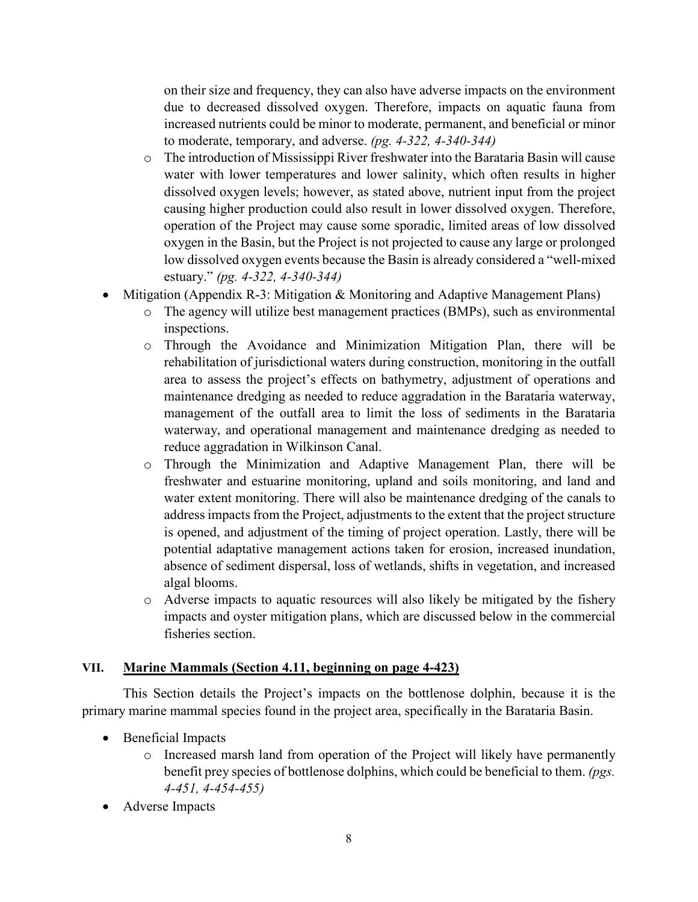on their size and frequency, they can also have adverse impacts on the environment due to decreased dissolved oxygen. Therefore, impacts on aquatic fauna from increased nutrients could be minor to moderate, permanent, and beneficial or minor to moderate, temporary, and adverse. *(pg. 4-322, 4-340-344)*

  - The introduction of Mississippi River freshwater into the Barataria Basin will cause water with lower temperatures and lower salinity, which often results in higher dissolved oxygen levels; however, as stated above, nutrient input from the project causing higher production could also result in lower dissolved oxygen. Therefore, operation of the Project may cause some sporadic, limited areas of low dissolved oxygen in the Basin, but the Project is not projected to cause any large or prolonged low dissolved oxygen events because the Basin is already considered a "well-mixed estuary." *(pg. 4-322, 4-340-344)*

- Mitigation (Appendix R-3: Mitigation & Monitoring and Adaptive Management Plans)
  - The agency will utilize best management practices (BMPs), such as environmental inspections.
  - Through the Avoidance and Minimization Mitigation Plan, there will be rehabilitation of jurisdictional waters during construction, monitoring in the outfall area to assess the project's effects on bathymetry, adjustment of operations and maintenance dredging as needed to reduce aggradation in the Barataria waterway, management of the outfall area to limit the loss of sediments in the Barataria waterway, and operational management and maintenance dredging as needed to reduce aggradation in Wilkinson Canal.
  - Through the Minimization and Adaptive Management Plan, there will be freshwater and estuarine monitoring, upland and soils monitoring, and land and water extent monitoring. There will also be maintenance dredging of the canals to address impacts from the Project, adjustments to the extent that the project structure is opened, and adjustment of the timing of project operation. Lastly, there will be potential adaptative management actions taken for erosion, increased inundation, absence of sediment dispersal, loss of wetlands, shifts in vegetation, and increased algal blooms.
  - Adverse impacts to aquatic resources will also likely be mitigated by the fishery impacts and oyster mitigation plans, which are discussed below in the commercial fisheries section.

## VII. Marine Mammals (Section 4.11, beginning on page 4-423)

This Section details the Project's impacts on the bottlenose dolphin, because it is the primary marine mammal species found in the project area, specifically in the Barataria Basin.

- Beneficial Impacts
  - Increased marsh land from operation of the Project will likely have permanently benefit prey species of bottlenose dolphins, which could be beneficial to them. *(pgs. 4-451, 4-454-455)*
- Adverse Impacts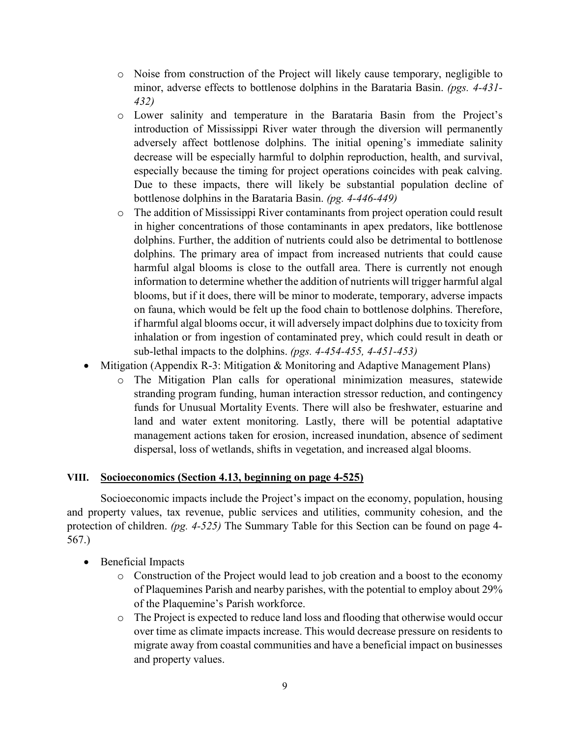- Noise from construction of the Project will likely cause temporary, negligible to minor, adverse effects to bottlenose dolphins in the Barataria Basin. *(pgs. 4-431-432)*
  - Lower salinity and temperature in the Barataria Basin from the Project's introduction of Mississippi River water through the diversion will permanently adversely affect bottlenose dolphins. The initial opening's immediate salinity decrease will be especially harmful to dolphin reproduction, health, and survival, especially because the timing for project operations coincides with peak calving. Due to these impacts, there will likely be substantial population decline of bottlenose dolphins in the Barataria Basin. *(pg. 4-446-449)*
  - The addition of Mississippi River contaminants from project operation could result in higher concentrations of those contaminants in apex predators, like bottlenose dolphins. Further, the addition of nutrients could also be detrimental to bottlenose dolphins. The primary area of impact from increased nutrients that could cause harmful algal blooms is close to the outfall area. There is currently not enough information to determine whether the addition of nutrients will trigger harmful algal blooms, but if it does, there will be minor to moderate, temporary, adverse impacts on fauna, which would be felt up the food chain to bottlenose dolphins. Therefore, if harmful algal blooms occur, it will adversely impact dolphins due to toxicity from inhalation or from ingestion of contaminated prey, which could result in death or sub-lethal impacts to the dolphins. *(pgs. 4-454-455, 4-451-453)*
- Mitigation (Appendix R-3: Mitigation & Monitoring and Adaptive Management Plans)
  - The Mitigation Plan calls for operational minimization measures, statewide stranding program funding, human interaction stressor reduction, and contingency funds for Unusual Mortality Events. There will also be freshwater, estuarine and land and water extent monitoring. Lastly, there will be potential adaptative management actions taken for erosion, increased inundation, absence of sediment dispersal, loss of wetlands, shifts in vegetation, and increased algal blooms.

## VIII. Socioeconomics (Section 4.13, beginning on page 4-525)

Socioeconomic impacts include the Project's impact on the economy, population, housing and property values, tax revenue, public services and utilities, community cohesion, and the protection of children. *(pg. 4-525)* The Summary Table for this Section can be found on page 4-567.)

- Beneficial Impacts
  - Construction of the Project would lead to job creation and a boost to the economy of Plaquemines Parish and nearby parishes, with the potential to employ about 29% of the Plaquemine's Parish workforce.
  - The Project is expected to reduce land loss and flooding that otherwise would occur over time as climate impacts increase. This would decrease pressure on residents to migrate away from coastal communities and have a beneficial impact on businesses and property values.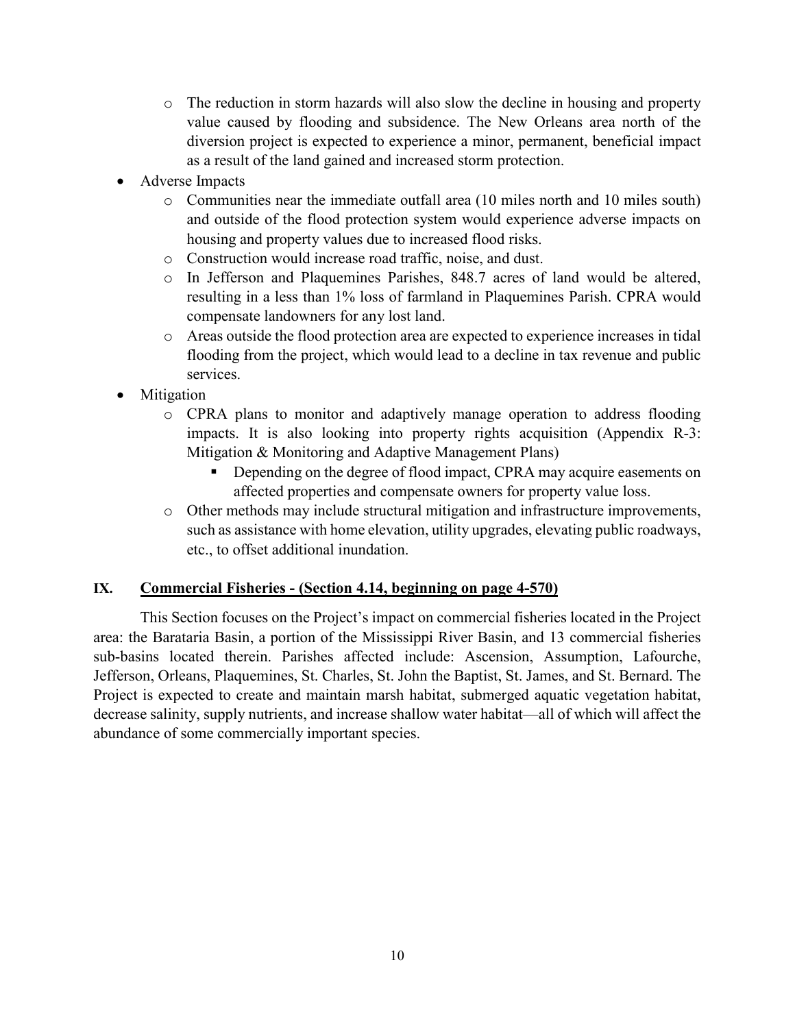- The reduction in storm hazards will also slow the decline in housing and property value caused by flooding and subsidence. The New Orleans area north of the diversion project is expected to experience a minor, permanent, beneficial impact as a result of the land gained and increased storm protection.
- Adverse Impacts
    - Communities near the immediate outfall area (10 miles north and 10 miles south) and outside of the flood protection system would experience adverse impacts on housing and property values due to increased flood risks.
    - Construction would increase road traffic, noise, and dust.
    - In Jefferson and Plaquemines Parishes, 848.7 acres of land would be altered, resulting in a less than 1% loss of farmland in Plaquemines Parish. CPRA would compensate landowners for any lost land.
    - Areas outside the flood protection area are expected to experience increases in tidal flooding from the project, which would lead to a decline in tax revenue and public services.
- Mitigation
    - CPRA plans to monitor and adaptively manage operation to address flooding impacts. It is also looking into property rights acquisition (Appendix R-3: Mitigation & Monitoring and Adaptive Management Plans)
        - Depending on the degree of flood impact, CPRA may acquire easements on affected properties and compensate owners for property value loss.
    - Other methods may include structural mitigation and infrastructure improvements, such as assistance with home elevation, utility upgrades, elevating public roadways, etc., to offset additional inundation.

## IX. <u>Commercial Fisheries - (Section 4.14, beginning on page 4-570)</u>

This Section focuses on the Project's impact on commercial fisheries located in the Project area: the Barataria Basin, a portion of the Mississippi River Basin, and 13 commercial fisheries sub-basins located therein. Parishes affected include: Ascension, Assumption, Lafourche, Jefferson, Orleans, Plaquemines, St. Charles, St. John the Baptist, St. James, and St. Bernard. The Project is expected to create and maintain marsh habitat, submerged aquatic vegetation habitat, decrease salinity, supply nutrients, and increase shallow water habitat—all of which will affect the abundance of some commercially important species.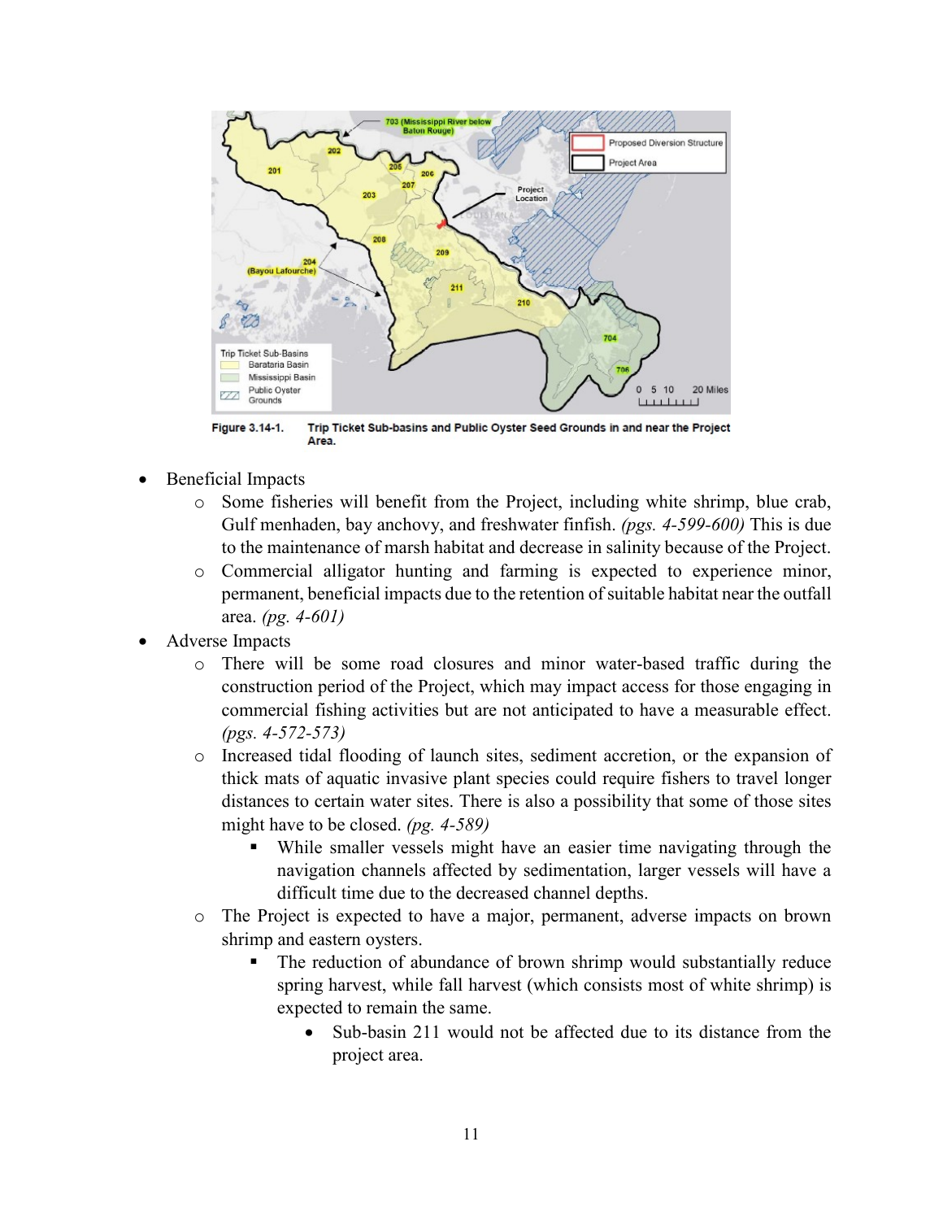**Figure 3.14-1.** Trip Ticket Sub-basins and Public Oyster Seed Grounds in and near the Project Area.

- Beneficial Impacts
    - Some fisheries will benefit from the Project, including white shrimp, blue crab, Gulf menhaden, bay anchovy, and freshwater finfish. *(pgs. 4-599-600)* This is due to the maintenance of marsh habitat and decrease in salinity because of the Project.
    - Commercial alligator hunting and farming is expected to experience minor, permanent, beneficial impacts due to the retention of suitable habitat near the outfall area. *(pg. 4-601)*
- Adverse Impacts
    - There will be some road closures and minor water-based traffic during the construction period of the Project, which may impact access for those engaging in commercial fishing activities but are not anticipated to have a measurable effect. *(pgs. 4-572-573)*
    - Increased tidal flooding of launch sites, sediment accretion, or the expansion of thick mats of aquatic invasive plant species could require fishers to travel longer distances to certain water sites. There is also a possibility that some of those sites might have to be closed. *(pg. 4-589)*
        - While smaller vessels might have an easier time navigating through the navigation channels affected by sedimentation, larger vessels will have a difficult time due to the decreased channel depths.
    - The Project is expected to have a major, permanent, adverse impacts on brown shrimp and eastern oysters.
        - The reduction of abundance of brown shrimp would substantially reduce spring harvest, while fall harvest (which consists most of white shrimp) is expected to remain the same.
            - Sub-basin 211 would not be affected due to its distance from the project area.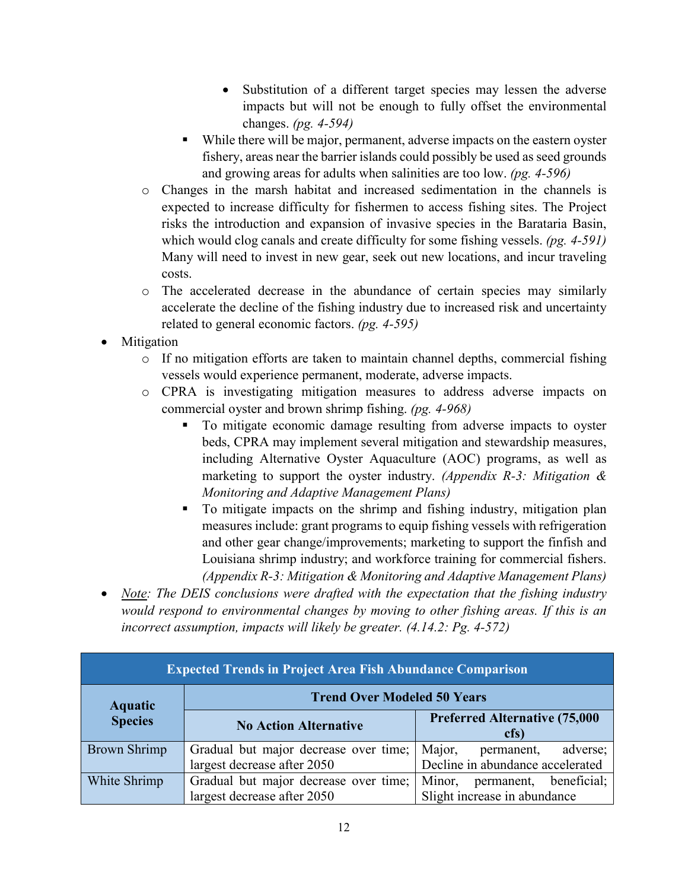- Substitution of a different target species may lessen the adverse impacts but will not be enough to fully offset the environmental changes. *(pg. 4-594)*
        - While there will be major, permanent, adverse impacts on the eastern oyster fishery, areas near the barrier islands could possibly be used as seed grounds and growing areas for adults when salinities are too low. *(pg. 4-596)*
    - Changes in the marsh habitat and increased sedimentation in the channels is expected to increase difficulty for fishermen to access fishing sites. The Project risks the introduction and expansion of invasive species in the Barataria Basin, which would clog canals and create difficulty for some fishing vessels. *(pg. 4-591)* Many will need to invest in new gear, seek out new locations, and incur traveling costs.
    - The accelerated decrease in the abundance of certain species may similarly accelerate the decline of the fishing industry due to increased risk and uncertainty related to general economic factors. *(pg. 4-595)*
- Mitigation
    - If no mitigation efforts are taken to maintain channel depths, commercial fishing vessels would experience permanent, moderate, adverse impacts.
    - CPRA is investigating mitigation measures to address adverse impacts on commercial oyster and brown shrimp fishing. *(pg. 4-968)*
        - To mitigate economic damage resulting from adverse impacts to oyster beds, CPRA may implement several mitigation and stewardship measures, including Alternative Oyster Aquaculture (AOC) programs, as well as marketing to support the oyster industry. *(Appendix R-3: Mitigation & Monitoring and Adaptive Management Plans)*
        - To mitigate impacts on the shrimp and fishing industry, mitigation plan measures include: grant programs to equip fishing vessels with refrigeration and other gear change/improvements; marketing to support the finfish and Louisiana shrimp industry; and workforce training for commercial fishers. *(Appendix R-3: Mitigation & Monitoring and Adaptive Management Plans)*
- *<u>Note</u>: The DEIS conclusions were drafted with the expectation that the fishing industry would respond to environmental changes by moving to other fishing areas. If this is an incorrect assumption, impacts will likely be greater. (4.14.2: Pg. 4-572)*

| Expected Trends in Project Area Fish Abundance Comparison | | |
|---|---|---|
| **Aquatic Species** | **Trend Over Modeled 50 Years** | |
| | **No Action Alternative** | **Preferred Alternative (75,000 cfs)** |
| Brown Shrimp | Gradual but major decrease over time; largest decrease after 2050 | Major, permanent, adverse; Decline in abundance accelerated |
| White Shrimp | Gradual but major decrease over time; largest decrease after 2050 | Minor, permanent, beneficial; Slight increase in abundance |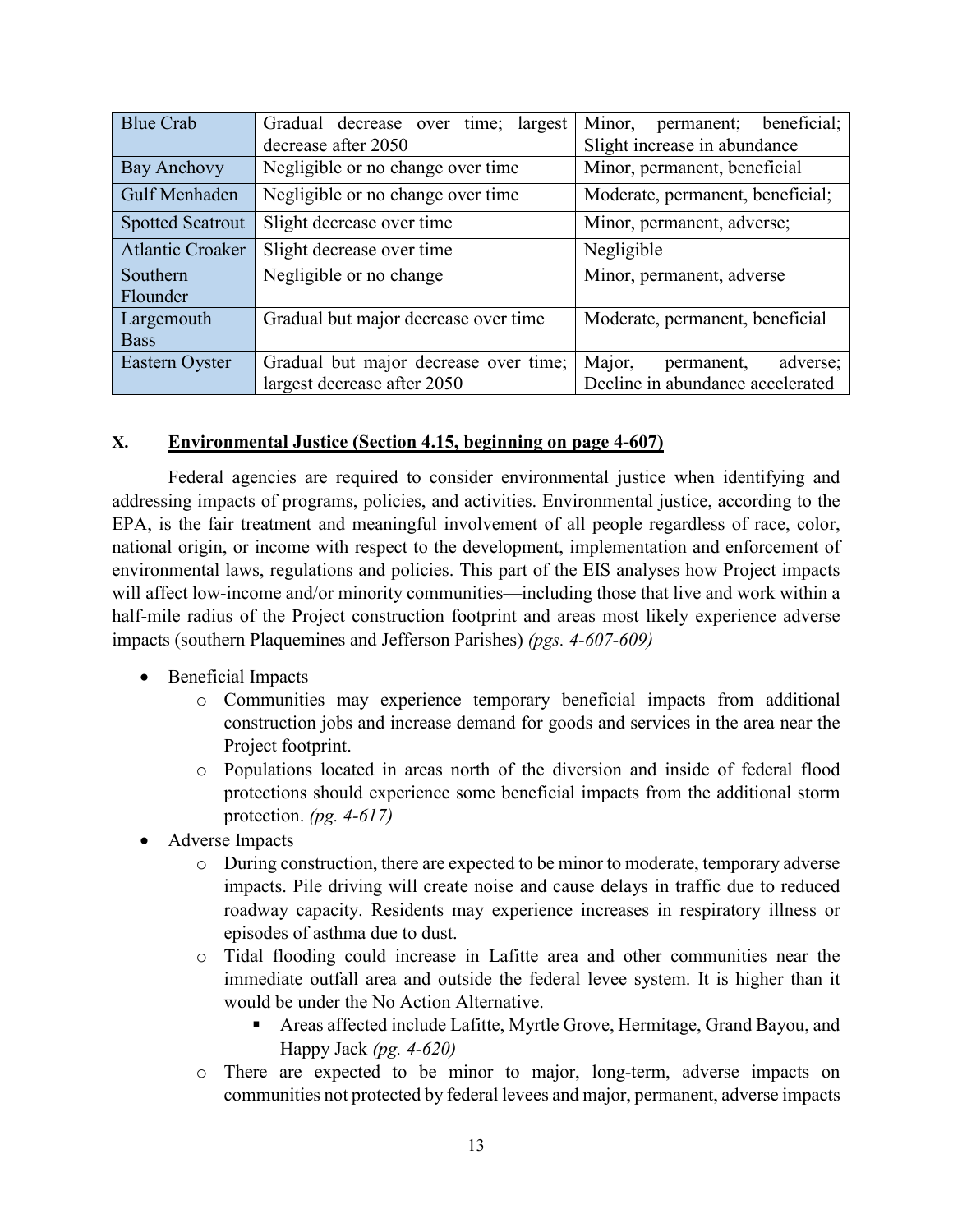| | | |
|---|---|---|
| Blue Crab | Gradual decrease over time; largest decrease after 2050 | Minor, permanent; beneficial; Slight increase in abundance |
| Bay Anchovy | Negligible or no change over time | Minor, permanent, beneficial |
| Gulf Menhaden | Negligible or no change over time | Moderate, permanent, beneficial; |
| Spotted Seatrout | Slight decrease over time | Minor, permanent, adverse; |
| Atlantic Croaker | Slight decrease over time | Negligible |
| Southern Flounder | Negligible or no change | Minor, permanent, adverse |
| Largemouth Bass | Gradual but major decrease over time | Moderate, permanent, beneficial |
| Eastern Oyster | Gradual but major decrease over time; largest decrease after 2050 | Major, permanent, adverse; Decline in abundance accelerated |

## X. Environmental Justice (Section 4.15, beginning on page 4-607)

Federal agencies are required to consider environmental justice when identifying and addressing impacts of programs, policies, and activities. Environmental justice, according to the EPA, is the fair treatment and meaningful involvement of all people regardless of race, color, national origin, or income with respect to the development, implementation and enforcement of environmental laws, regulations and policies. This part of the EIS analyses how Project impacts will affect low-income and/or minority communities—including those that live and work within a half-mile radius of the Project construction footprint and areas most likely experience adverse impacts (southern Plaquemines and Jefferson Parishes) *(pgs. 4-607-609)*

- Beneficial Impacts
  - Communities may experience temporary beneficial impacts from additional construction jobs and increase demand for goods and services in the area near the Project footprint.
  - Populations located in areas north of the diversion and inside of federal flood protections should experience some beneficial impacts from the additional storm protection. *(pg. 4-617)*
- Adverse Impacts
  - During construction, there are expected to be minor to moderate, temporary adverse impacts. Pile driving will create noise and cause delays in traffic due to reduced roadway capacity. Residents may experience increases in respiratory illness or episodes of asthma due to dust.
  - Tidal flooding could increase in Lafitte area and other communities near the immediate outfall area and outside the federal levee system. It is higher than it would be under the No Action Alternative.
    - Areas affected include Lafitte, Myrtle Grove, Hermitage, Grand Bayou, and Happy Jack *(pg. 4-620)*
  - There are expected to be minor to major, long-term, adverse impacts on communities not protected by federal levees and major, permanent, adverse impacts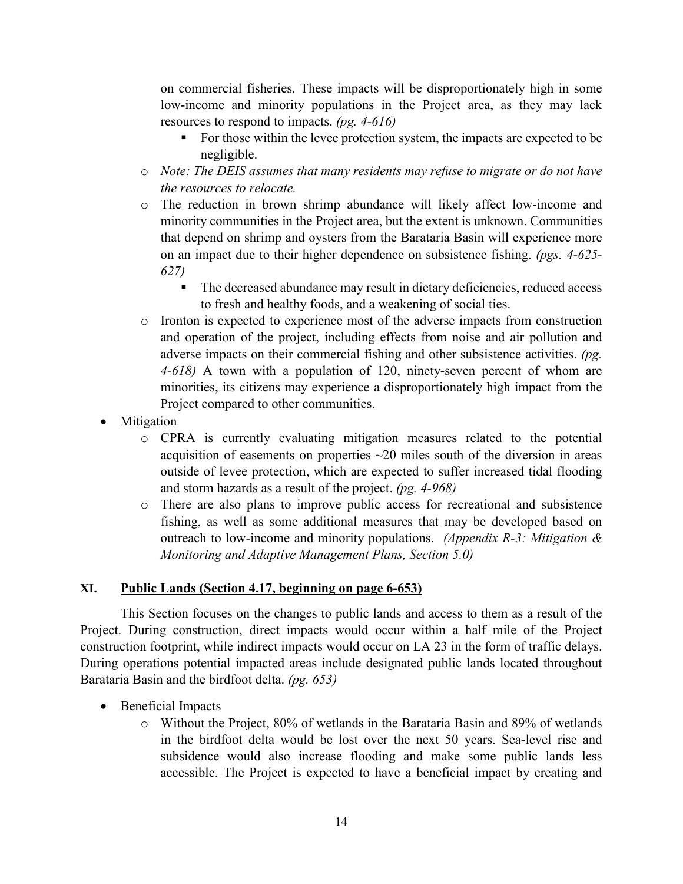on commercial fisheries. These impacts will be disproportionately high in some low-income and minority populations in the Project area, as they may lack resources to respond to impacts. *(pg. 4-616)*

    - For those within the levee protection system, the impacts are expected to be negligible.

  - *Note: The DEIS assumes that many residents may refuse to migrate or do not have the resources to relocate.*
  - The reduction in brown shrimp abundance will likely affect low-income and minority communities in the Project area, but the extent is unknown. Communities that depend on shrimp and oysters from the Barataria Basin will experience more on an impact due to their higher dependence on subsistence fishing. *(pgs. 4-625-627)*
    - The decreased abundance may result in dietary deficiencies, reduced access to fresh and healthy foods, and a weakening of social ties.
  - Ironton is expected to experience most of the adverse impacts from construction and operation of the project, including effects from noise and air pollution and adverse impacts on their commercial fishing and other subsistence activities. *(pg. 4-618)* A town with a population of 120, ninety-seven percent of whom are minorities, its citizens may experience a disproportionately high impact from the Project compared to other communities.

- Mitigation
  - CPRA is currently evaluating mitigation measures related to the potential acquisition of easements on properties ~20 miles south of the diversion in areas outside of levee protection, which are expected to suffer increased tidal flooding and storm hazards as a result of the project. *(pg. 4-968)*
  - There are also plans to improve public access for recreational and subsistence fishing, as well as some additional measures that may be developed based on outreach to low-income and minority populations. *(Appendix R-3: Mitigation & Monitoring and Adaptive Management Plans, Section 5.0)*

## XI. Public Lands (Section 4.17, beginning on page 6-653)

This Section focuses on the changes to public lands and access to them as a result of the Project. During construction, direct impacts would occur within a half mile of the Project construction footprint, while indirect impacts would occur on LA 23 in the form of traffic delays. During operations potential impacted areas include designated public lands located throughout Barataria Basin and the birdfoot delta. *(pg. 653)*

- Beneficial Impacts
  - Without the Project, 80% of wetlands in the Barataria Basin and 89% of wetlands in the birdfoot delta would be lost over the next 50 years. Sea-level rise and subsidence would also increase flooding and make some public lands less accessible. The Project is expected to have a beneficial impact by creating and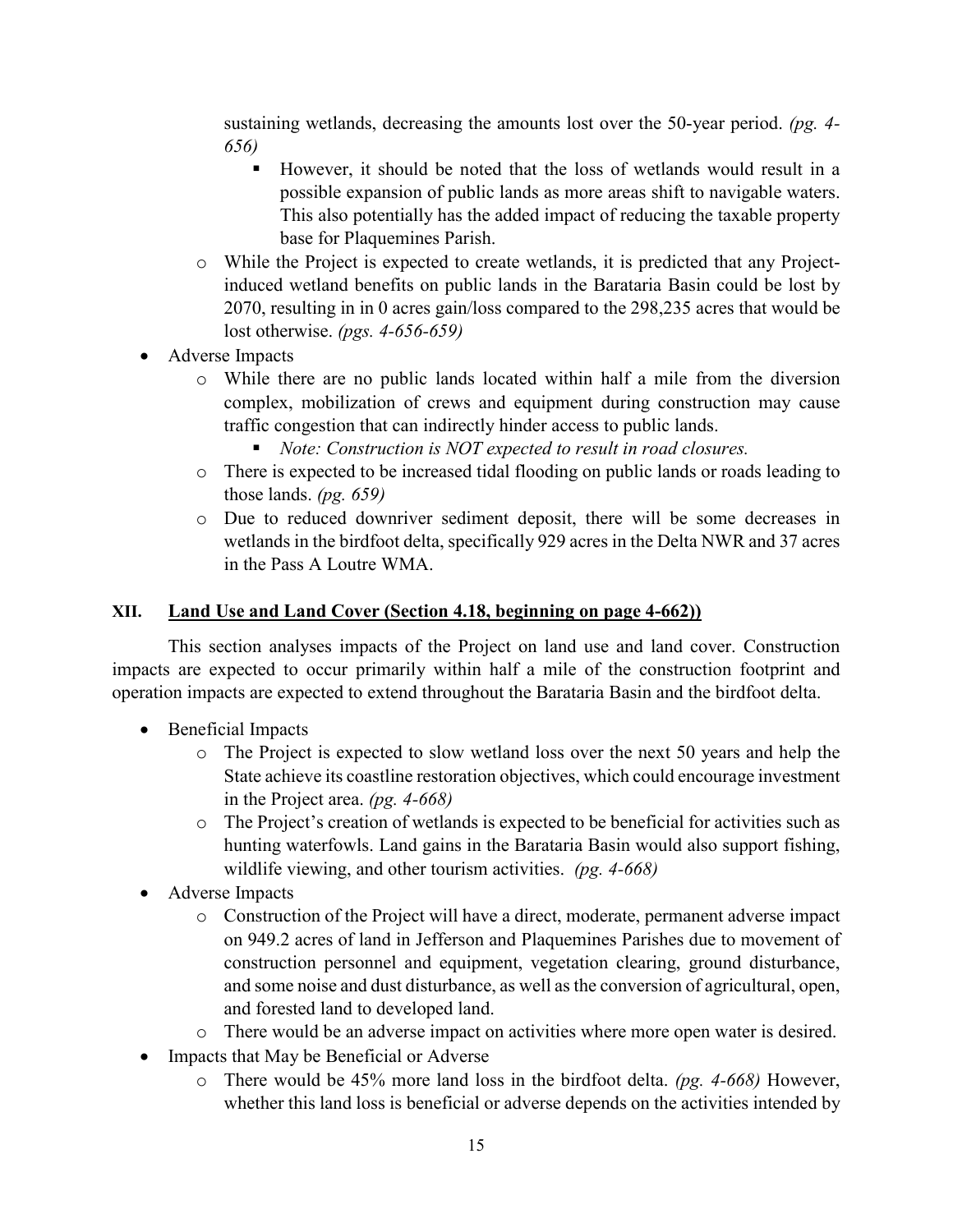sustaining wetlands, decreasing the amounts lost over the 50-year period. *(pg. 4-656)*

        - However, it should be noted that the loss of wetlands would result in a possible expansion of public lands as more areas shift to navigable waters. This also potentially has the added impact of reducing the taxable property base for Plaquemines Parish.

    - While the Project is expected to create wetlands, it is predicted that any Project-induced wetland benefits on public lands in the Barataria Basin could be lost by 2070, resulting in in 0 acres gain/loss compared to the 298,235 acres that would be lost otherwise. *(pgs. 4-656-659)*

- Adverse Impacts
    - While there are no public lands located within half a mile from the diversion complex, mobilization of crews and equipment during construction may cause traffic congestion that can indirectly hinder access to public lands.
        - *Note: Construction is NOT expected to result in road closures.*
    - There is expected to be increased tidal flooding on public lands or roads leading to those lands. *(pg. 659)*
    - Due to reduced downriver sediment deposit, there will be some decreases in wetlands in the birdfoot delta, specifically 929 acres in the Delta NWR and 37 acres in the Pass A Loutre WMA.

## XII. Land Use and Land Cover (Section 4.18, beginning on page 4-662))

This section analyses impacts of the Project on land use and land cover. Construction impacts are expected to occur primarily within half a mile of the construction footprint and operation impacts are expected to extend throughout the Barataria Basin and the birdfoot delta.

- Beneficial Impacts
    - The Project is expected to slow wetland loss over the next 50 years and help the State achieve its coastline restoration objectives, which could encourage investment in the Project area. *(pg. 4-668)*
    - The Project's creation of wetlands is expected to be beneficial for activities such as hunting waterfowls. Land gains in the Barataria Basin would also support fishing, wildlife viewing, and other tourism activities. *(pg. 4-668)*
- Adverse Impacts
    - Construction of the Project will have a direct, moderate, permanent adverse impact on 949.2 acres of land in Jefferson and Plaquemines Parishes due to movement of construction personnel and equipment, vegetation clearing, ground disturbance, and some noise and dust disturbance, as well as the conversion of agricultural, open, and forested land to developed land.
    - There would be an adverse impact on activities where more open water is desired.
- Impacts that May be Beneficial or Adverse
    - There would be 45% more land loss in the birdfoot delta. *(pg. 4-668)* However, whether this land loss is beneficial or adverse depends on the activities intended by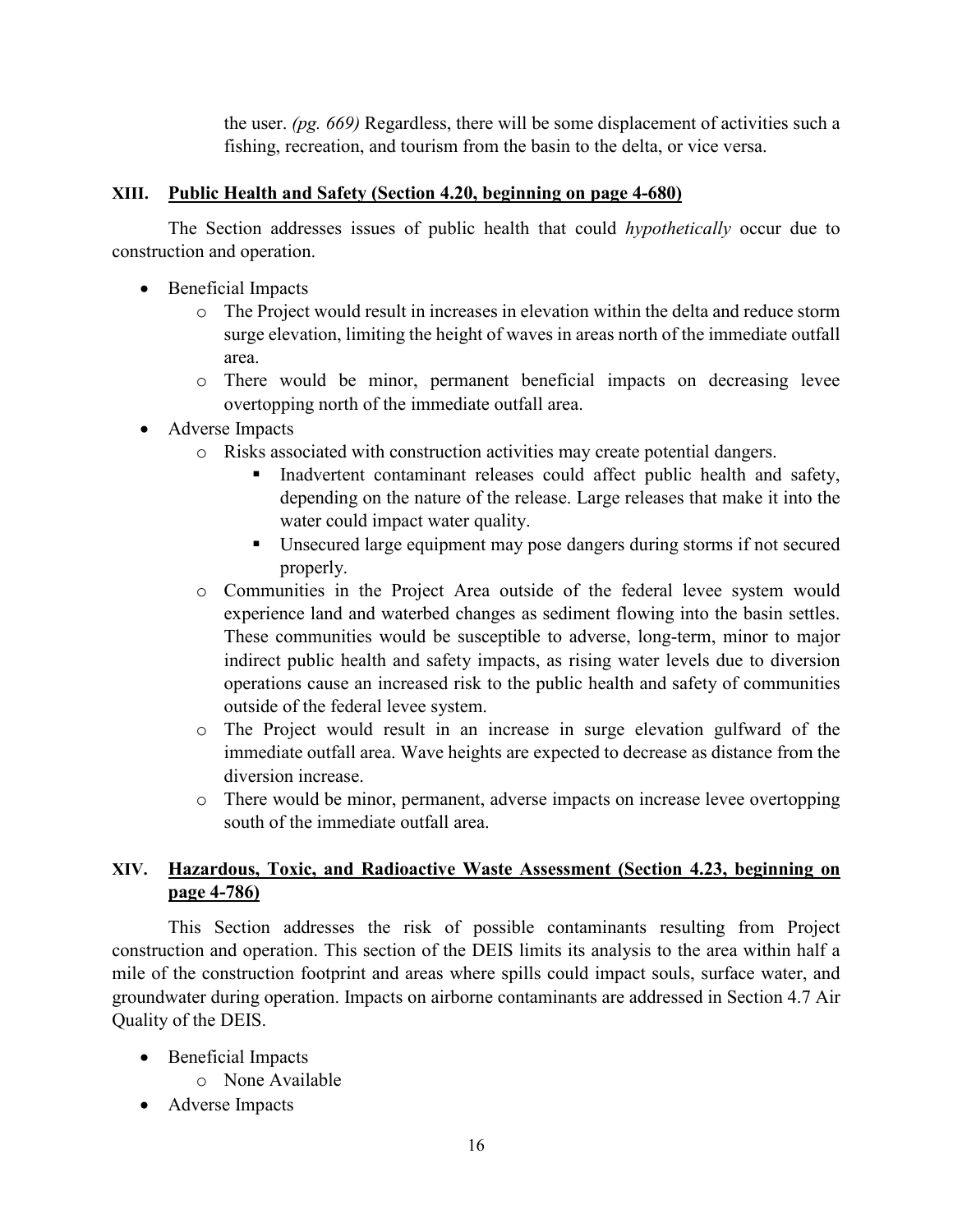the user. *(pg. 669)* Regardless, there will be some displacement of activities such a fishing, recreation, and tourism from the basin to the delta, or vice versa.

## XIII. Public Health and Safety (Section 4.20, beginning on page 4-680)

The Section addresses issues of public health that could *hypothetically* occur due to construction and operation.

- Beneficial Impacts
  - The Project would result in increases in elevation within the delta and reduce storm surge elevation, limiting the height of waves in areas north of the immediate outfall area.
  - There would be minor, permanent beneficial impacts on decreasing levee overtopping north of the immediate outfall area.
- Adverse Impacts
  - Risks associated with construction activities may create potential dangers.
    - Inadvertent contaminant releases could affect public health and safety, depending on the nature of the release. Large releases that make it into the water could impact water quality.
    - Unsecured large equipment may pose dangers during storms if not secured properly.
  - Communities in the Project Area outside of the federal levee system would experience land and waterbed changes as sediment flowing into the basin settles. These communities would be susceptible to adverse, long-term, minor to major indirect public health and safety impacts, as rising water levels due to diversion operations cause an increased risk to the public health and safety of communities outside of the federal levee system.
  - The Project would result in an increase in surge elevation gulfward of the immediate outfall area. Wave heights are expected to decrease as distance from the diversion increase.
  - There would be minor, permanent, adverse impacts on increase levee overtopping south of the immediate outfall area.

## XIV. Hazardous, Toxic, and Radioactive Waste Assessment (Section 4.23, beginning on page 4-786)

This Section addresses the risk of possible contaminants resulting from Project construction and operation. This section of the DEIS limits its analysis to the area within half a mile of the construction footprint and areas where spills could impact souls, surface water, and groundwater during operation. Impacts on airborne contaminants are addressed in Section 4.7 Air Quality of the DEIS.

- Beneficial Impacts
  - None Available
- Adverse Impacts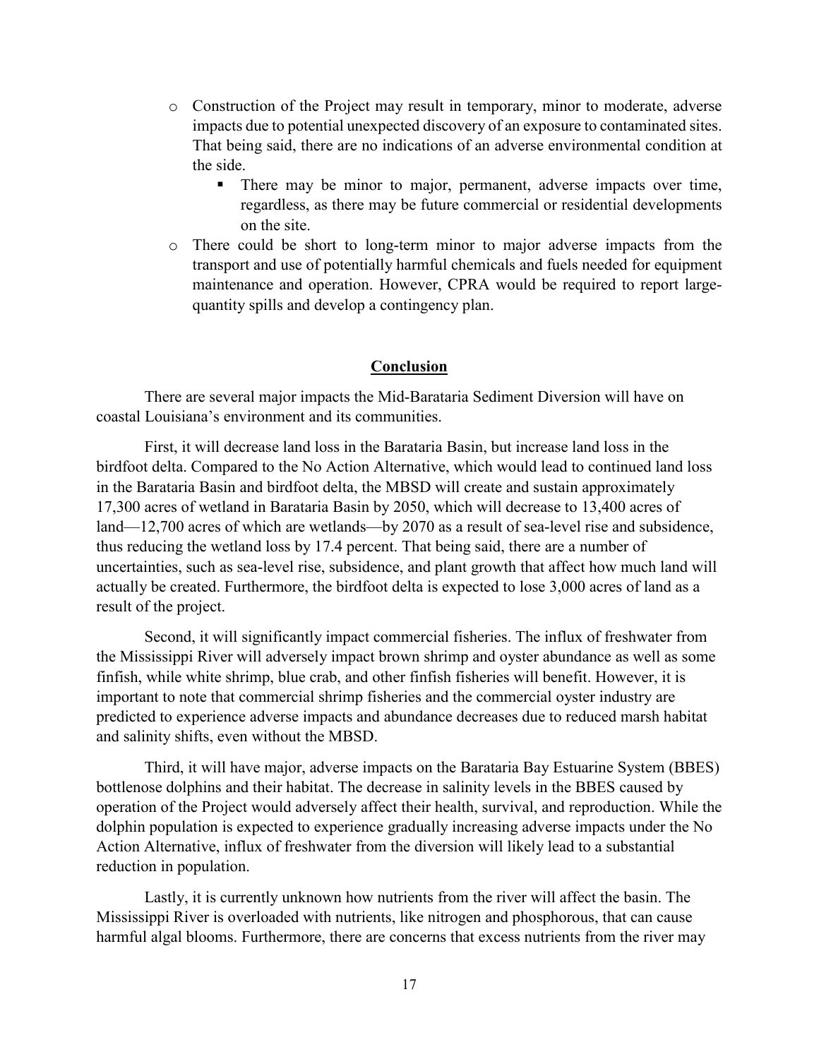- Construction of the Project may result in temporary, minor to moderate, adverse impacts due to potential unexpected discovery of an exposure to contaminated sites. That being said, there are no indications of an adverse environmental condition at the side.
  - There may be minor to major, permanent, adverse impacts over time, regardless, as there may be future commercial or residential developments on the site.
- There could be short to long-term minor to major adverse impacts from the transport and use of potentially harmful chemicals and fuels needed for equipment maintenance and operation. However, CPRA would be required to report large-quantity spills and develop a contingency plan.

## Conclusion

There are several major impacts the Mid-Barataria Sediment Diversion will have on coastal Louisiana's environment and its communities.

First, it will decrease land loss in the Barataria Basin, but increase land loss in the birdfoot delta. Compared to the No Action Alternative, which would lead to continued land loss in the Barataria Basin and birdfoot delta, the MBSD will create and sustain approximately 17,300 acres of wetland in Barataria Basin by 2050, which will decrease to 13,400 acres of land—12,700 acres of which are wetlands—by 2070 as a result of sea-level rise and subsidence, thus reducing the wetland loss by 17.4 percent. That being said, there are a number of uncertainties, such as sea-level rise, subsidence, and plant growth that affect how much land will actually be created. Furthermore, the birdfoot delta is expected to lose 3,000 acres of land as a result of the project.

Second, it will significantly impact commercial fisheries. The influx of freshwater from the Mississippi River will adversely impact brown shrimp and oyster abundance as well as some finfish, while white shrimp, blue crab, and other finfish fisheries will benefit. However, it is important to note that commercial shrimp fisheries and the commercial oyster industry are predicted to experience adverse impacts and abundance decreases due to reduced marsh habitat and salinity shifts, even without the MBSD.

Third, it will have major, adverse impacts on the Barataria Bay Estuarine System (BBES) bottlenose dolphins and their habitat. The decrease in salinity levels in the BBES caused by operation of the Project would adversely affect their health, survival, and reproduction. While the dolphin population is expected to experience gradually increasing adverse impacts under the No Action Alternative, influx of freshwater from the diversion will likely lead to a substantial reduction in population.

Lastly, it is currently unknown how nutrients from the river will affect the basin. The Mississippi River is overloaded with nutrients, like nitrogen and phosphorous, that can cause harmful algal blooms. Furthermore, there are concerns that excess nutrients from the river may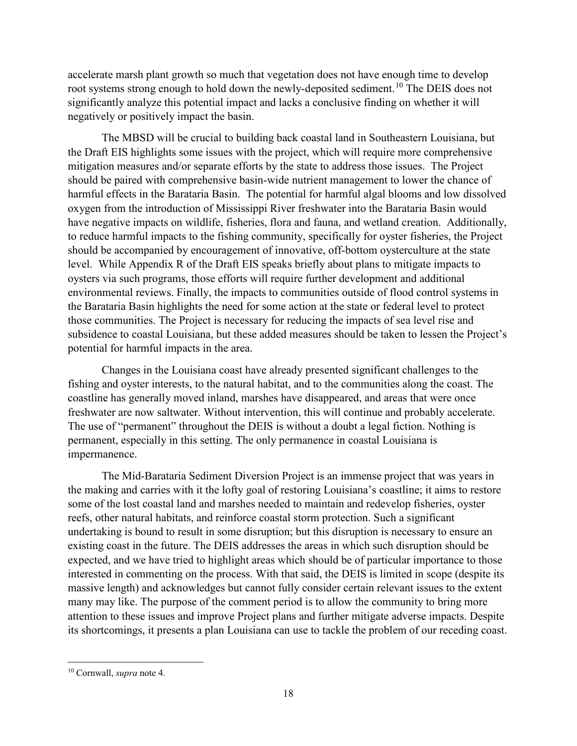accelerate marsh plant growth so much that vegetation does not have enough time to develop root systems strong enough to hold down the newly-deposited sediment.[10] The DEIS does not significantly analyze this potential impact and lacks a conclusive finding on whether it will negatively or positively impact the basin.

The MBSD will be crucial to building back coastal land in Southeastern Louisiana, but the Draft EIS highlights some issues with the project, which will require more comprehensive mitigation measures and/or separate efforts by the state to address those issues. The Project should be paired with comprehensive basin-wide nutrient management to lower the chance of harmful effects in the Barataria Basin. The potential for harmful algal blooms and low dissolved oxygen from the introduction of Mississippi River freshwater into the Barataria Basin would have negative impacts on wildlife, fisheries, flora and fauna, and wetland creation. Additionally, to reduce harmful impacts to the fishing community, specifically for oyster fisheries, the Project should be accompanied by encouragement of innovative, off-bottom oysterculture at the state level. While Appendix R of the Draft EIS speaks briefly about plans to mitigate impacts to oysters via such programs, those efforts will require further development and additional environmental reviews. Finally, the impacts to communities outside of flood control systems in the Barataria Basin highlights the need for some action at the state or federal level to protect those communities. The Project is necessary for reducing the impacts of sea level rise and subsidence to coastal Louisiana, but these added measures should be taken to lessen the Project's potential for harmful impacts in the area.

Changes in the Louisiana coast have already presented significant challenges to the fishing and oyster interests, to the natural habitat, and to the communities along the coast. The coastline has generally moved inland, marshes have disappeared, and areas that were once freshwater are now saltwater. Without intervention, this will continue and probably accelerate. The use of "permanent" throughout the DEIS is without a doubt a legal fiction. Nothing is permanent, especially in this setting. The only permanence in coastal Louisiana is impermanence.

The Mid-Barataria Sediment Diversion Project is an immense project that was years in the making and carries with it the lofty goal of restoring Louisiana's coastline; it aims to restore some of the lost coastal land and marshes needed to maintain and redevelop fisheries, oyster reefs, other natural habitats, and reinforce coastal storm protection. Such a significant undertaking is bound to result in some disruption; but this disruption is necessary to ensure an existing coast in the future. The DEIS addresses the areas in which such disruption should be expected, and we have tried to highlight areas which should be of particular importance to those interested in commenting on the process. With that said, the DEIS is limited in scope (despite its massive length) and acknowledges but cannot fully consider certain relevant issues to the extent many may like. The purpose of the comment period is to allow the community to bring more attention to these issues and improve Project plans and further mitigate adverse impacts. Despite its shortcomings, it presents a plan Louisiana can use to tackle the problem of our receding coast.

[10] Cornwall, *supra* note 4.